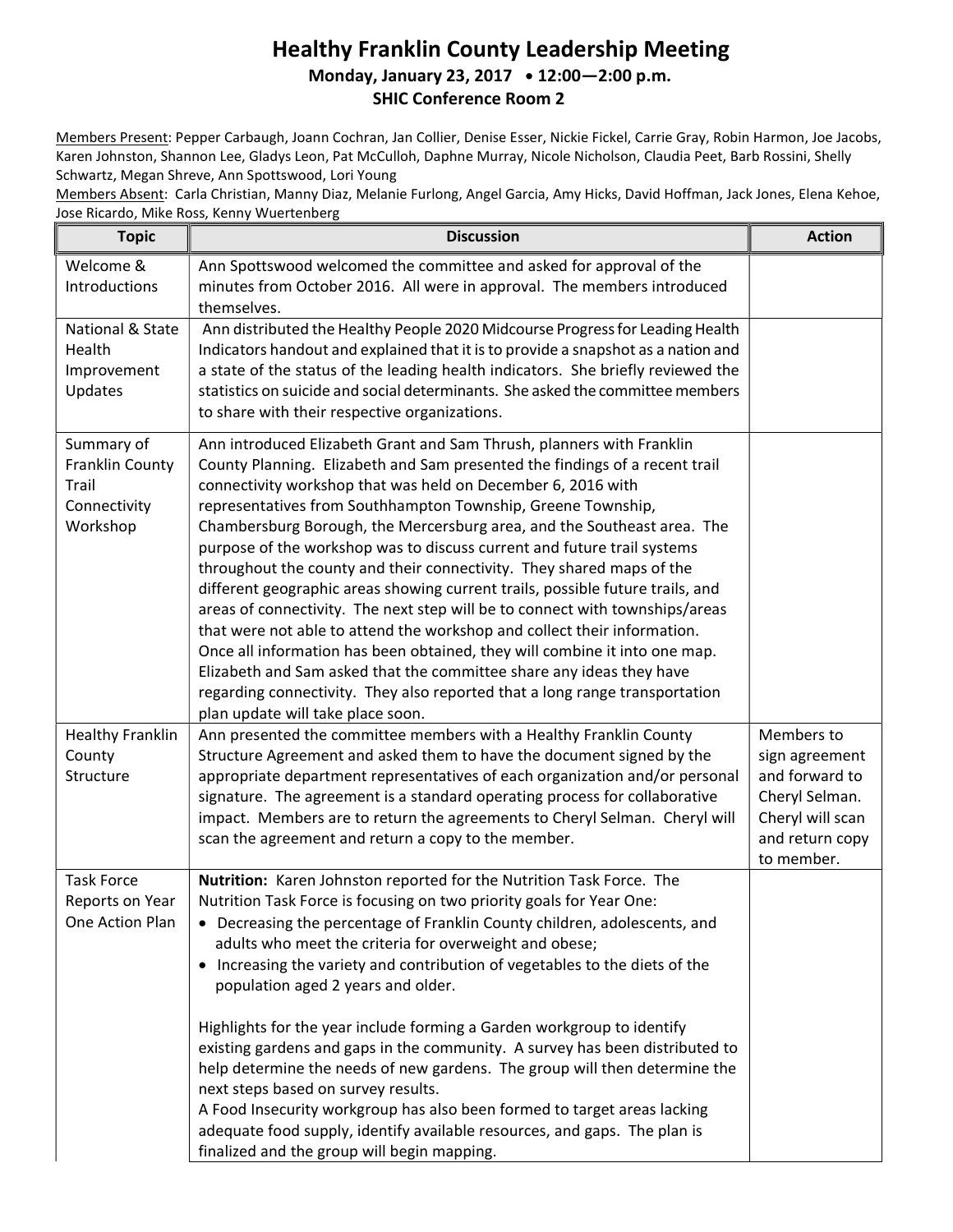# Healthy Franklin County Leadership Meeting

**Monday, January 23, 2017 • 12:00—2:00 p.m.**

**SHIC Conference Room 2**

Members Present: Pepper Carbaugh, Joann Cochran, Jan Collier, Denise Esser, Nickie Fickel, Carrie Gray, Robin Harmon, Joe Jacobs, Karen Johnston, Shannon Lee, Gladys Leon, Pat McCulloh, Daphne Murray, Nicole Nicholson, Claudia Peet, Barb Rossini, Shelly Schwartz, Megan Shreve, Ann Spottswood, Lori Young

Members Absent: Carla Christian, Manny Diaz, Melanie Furlong, Angel Garcia, Amy Hicks, David Hoffman, Jack Jones, Elena Kehoe, Jose Ricardo, Mike Ross, Kenny Wuertenberg

| Topic | Discussion | Action |
|---|---|---|
| Welcome & Introductions | Ann Spottswood welcomed the committee and asked for approval of the minutes from October 2016. All were in approval. The members introduced themselves. | |
| National & State Health Improvement Updates | Ann distributed the Healthy People 2020 Midcourse Progress for Leading Health Indicators handout and explained that it is to provide a snapshot as a nation and a state of the status of the leading health indicators. She briefly reviewed the statistics on suicide and social determinants. She asked the committee members to share with their respective organizations. | |
| Summary of Franklin County Trail Connectivity Workshop | Ann introduced Elizabeth Grant and Sam Thrush, planners with Franklin County Planning. Elizabeth and Sam presented the findings of a recent trail connectivity workshop that was held on December 6, 2016 with representatives from Southhampton Township, Greene Township, Chambersburg Borough, the Mercersburg area, and the Southeast area. The purpose of the workshop was to discuss current and future trail systems throughout the county and their connectivity. They shared maps of the different geographic areas showing current trails, possible future trails, and areas of connectivity. The next step will be to connect with townships/areas that were not able to attend the workshop and collect their information. Once all information has been obtained, they will combine it into one map. Elizabeth and Sam asked that the committee share any ideas they have regarding connectivity. They also reported that a long range transportation plan update will take place soon. | |
| Healthy Franklin County Structure | Ann presented the committee members with a Healthy Franklin County Structure Agreement and asked them to have the document signed by the appropriate department representatives of each organization and/or personal signature. The agreement is a standard operating process for collaborative impact. Members are to return the agreements to Cheryl Selman. Cheryl will scan the agreement and return a copy to the member. | Members to sign agreement and forward to Cheryl Selman. Cheryl will scan and return copy to member. |
| Task Force Reports on Year One Action Plan | **Nutrition:** Karen Johnston reported for the Nutrition Task Force. The Nutrition Task Force is focusing on two priority goals for Year One:<br>• Decreasing the percentage of Franklin County children, adolescents, and adults who meet the criteria for overweight and obese;<br>• Increasing the variety and contribution of vegetables to the diets of the population aged 2 years and older.<br><br>Highlights for the year include forming a Garden workgroup to identify existing gardens and gaps in the community. A survey has been distributed to help determine the needs of new gardens. The group will then determine the next steps based on survey results.<br>A Food Insecurity workgroup has also been formed to target areas lacking adequate food supply, identify available resources, and gaps. The plan is finalized and the group will begin mapping. | |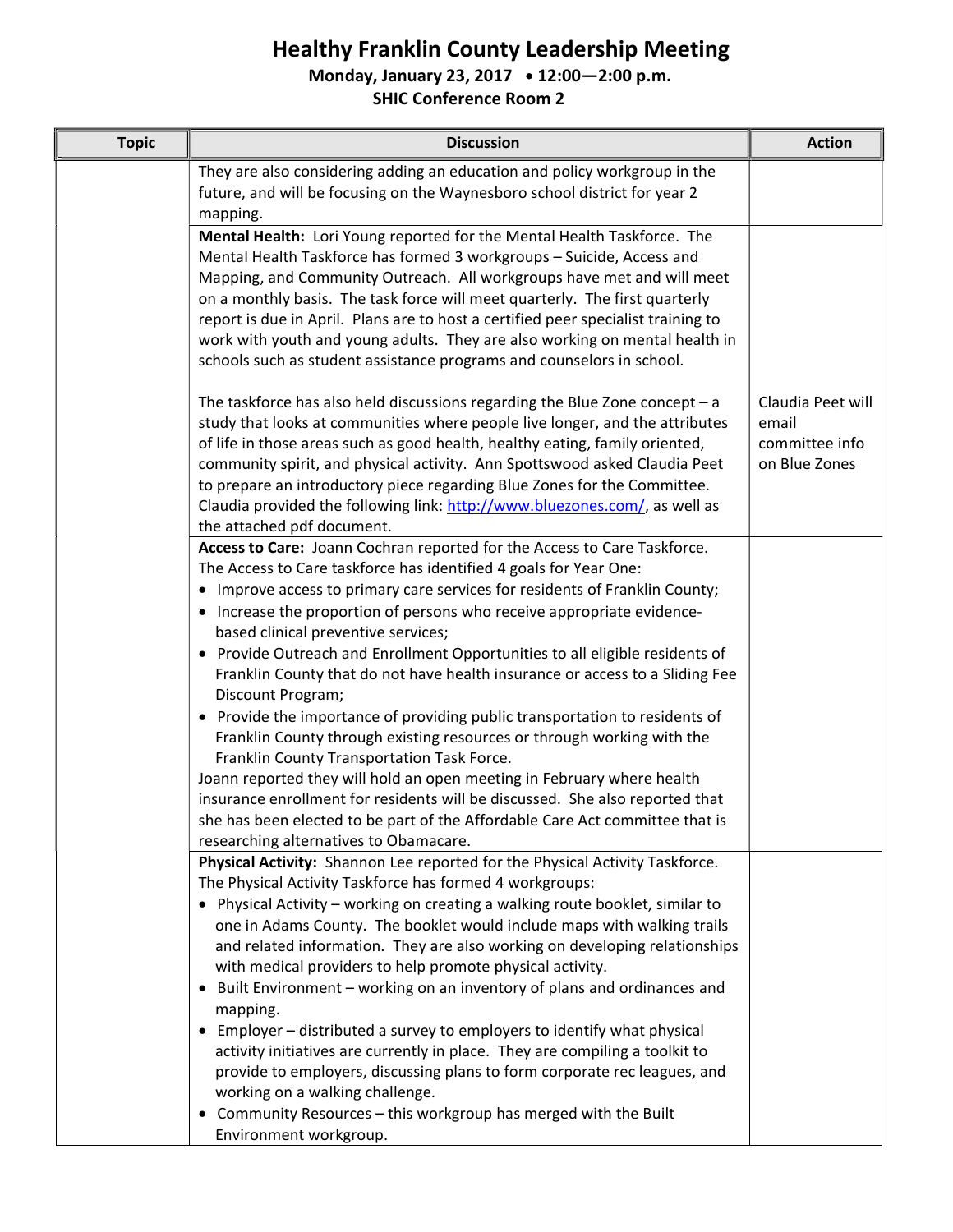# Healthy Franklin County Leadership Meeting

**Monday, January 23, 2017 • 12:00—2:00 p.m.**

**SHIC Conference Room 2**

| Topic | Discussion | Action |
|---|---|---|
| | They are also considering adding an education and policy workgroup in the future, and will be focusing on the Waynesboro school district for year 2 mapping. | |
| | **Mental Health:** Lori Young reported for the Mental Health Taskforce. The Mental Health Taskforce has formed 3 workgroups – Suicide, Access and Mapping, and Community Outreach. All workgroups have met and will meet on a monthly basis. The task force will meet quarterly. The first quarterly report is due in April. Plans are to host a certified peer specialist training to work with youth and young adults. They are also working on mental health in schools such as student assistance programs and counselors in school.<br><br>The taskforce has also held discussions regarding the Blue Zone concept – a study that looks at communities where people live longer, and the attributes of life in those areas such as good health, healthy eating, family oriented, community spirit, and physical activity. Ann Spottswood asked Claudia Peet to prepare an introductory piece regarding Blue Zones for the Committee. Claudia provided the following link: http://www.bluezones.com/, as well as the attached pdf document. | Claudia Peet will email committee info on Blue Zones |
| | **Access to Care:** Joann Cochran reported for the Access to Care Taskforce. The Access to Care taskforce has identified 4 goals for Year One:<br>• Improve access to primary care services for residents of Franklin County;<br>• Increase the proportion of persons who receive appropriate evidence-based clinical preventive services;<br>• Provide Outreach and Enrollment Opportunities to all eligible residents of Franklin County that do not have health insurance or access to a Sliding Fee Discount Program;<br>• Provide the importance of providing public transportation to residents of Franklin County through existing resources or through working with the Franklin County Transportation Task Force.<br>Joann reported they will hold an open meeting in February where health insurance enrollment for residents will be discussed. She also reported that she has been elected to be part of the Affordable Care Act committee that is researching alternatives to Obamacare. | |
| | **Physical Activity:** Shannon Lee reported for the Physical Activity Taskforce. The Physical Activity Taskforce has formed 4 workgroups:<br>• Physical Activity – working on creating a walking route booklet, similar to one in Adams County. The booklet would include maps with walking trails and related information. They are also working on developing relationships with medical providers to help promote physical activity.<br>• Built Environment – working on an inventory of plans and ordinances and mapping.<br>• Employer – distributed a survey to employers to identify what physical activity initiatives are currently in place. They are compiling a toolkit to provide to employers, discussing plans to form corporate rec leagues, and working on a walking challenge.<br>• Community Resources – this workgroup has merged with the Built Environment workgroup. | |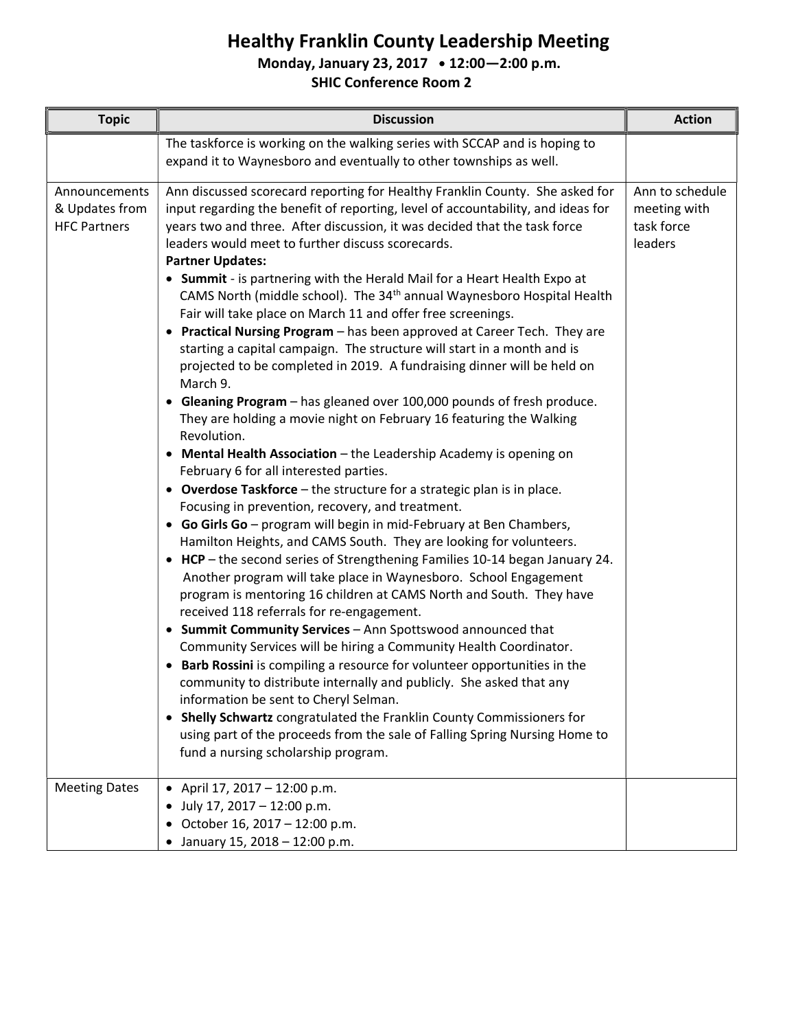# Healthy Franklin County Leadership Meeting

**Monday, January 23, 2017 • 12:00—2:00 p.m.**

**SHIC Conference Room 2**

| Topic | Discussion | Action |
|---|---|---|
| | The taskforce is working on the walking series with SCCAP and is hoping to expand it to Waynesboro and eventually to other townships as well. | |
| Announcements & Updates from HFC Partners | Ann discussed scorecard reporting for Healthy Franklin County. She asked for input regarding the benefit of reporting, level of accountability, and ideas for years two and three. After discussion, it was decided that the task force leaders would meet to further discuss scorecards.<br>**Partner Updates:**<br>• **Summit** - is partnering with the Herald Mail for a Heart Health Expo at CAMS North (middle school). The 34th annual Waynesboro Hospital Health Fair will take place on March 11 and offer free screenings.<br>• **Practical Nursing Program** – has been approved at Career Tech. They are starting a capital campaign. The structure will start in a month and is projected to be completed in 2019. A fundraising dinner will be held on March 9.<br>• **Gleaning Program** – has gleaned over 100,000 pounds of fresh produce. They are holding a movie night on February 16 featuring the Walking Revolution.<br>• **Mental Health Association** – the Leadership Academy is opening on February 6 for all interested parties.<br>• **Overdose Taskforce** – the structure for a strategic plan is in place. Focusing in prevention, recovery, and treatment.<br>• **Go Girls Go** – program will begin in mid-February at Ben Chambers, Hamilton Heights, and CAMS South. They are looking for volunteers.<br>• **HCP** – the second series of Strengthening Families 10-14 began January 24. Another program will take place in Waynesboro. School Engagement program is mentoring 16 children at CAMS North and South. They have received 118 referrals for re-engagement.<br>• **Summit Community Services** – Ann Spottswood announced that Community Services will be hiring a Community Health Coordinator.<br>• **Barb Rossini** is compiling a resource for volunteer opportunities in the community to distribute internally and publicly. She asked that any information be sent to Cheryl Selman.<br>• **Shelly Schwartz** congratulated the Franklin County Commissioners for using part of the proceeds from the sale of Falling Spring Nursing Home to fund a nursing scholarship program. | Ann to schedule meeting with task force leaders |
| Meeting Dates | • April 17, 2017 – 12:00 p.m.<br>• July 17, 2017 – 12:00 p.m.<br>• October 16, 2017 – 12:00 p.m.<br>• January 15, 2018 – 12:00 p.m. | |